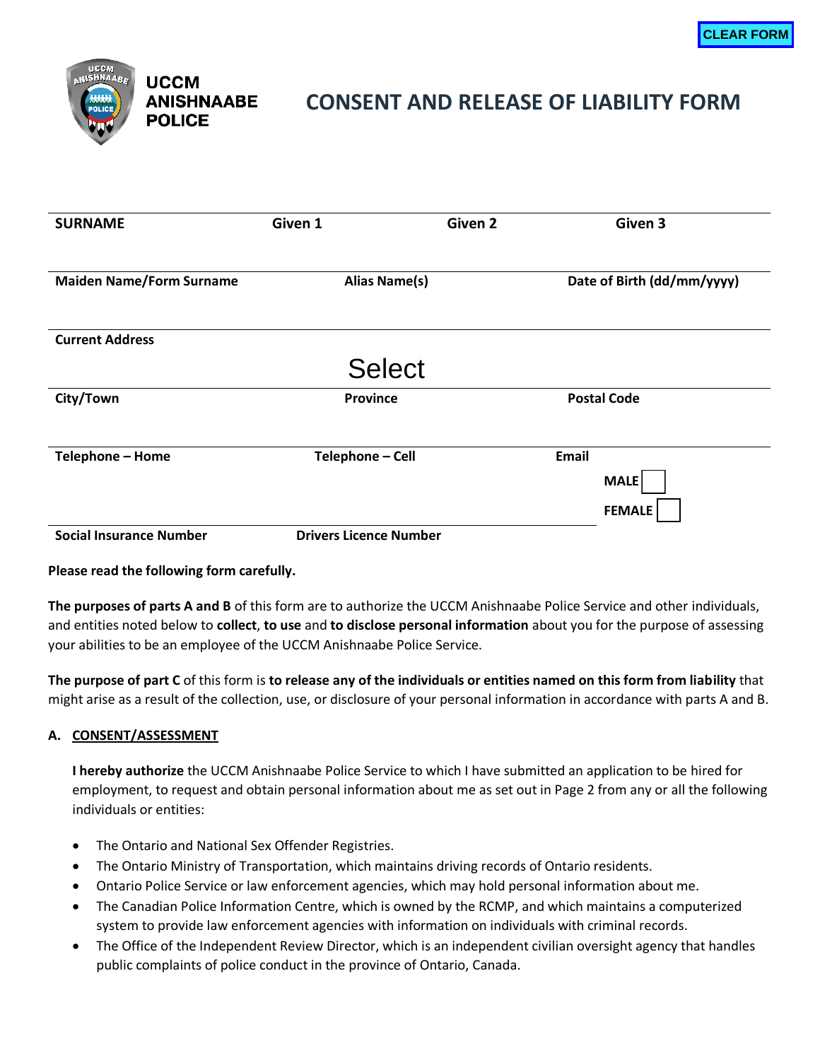CLEAR FORM

**UCCM ANISHNAABE POLICE**

# CONSENT AND RELEASE OF LIABILITY FORM

| SURNAME | Given 1 | Given 2 | Given 3 |
| --- | --- | --- | --- |
| | | | |

| Maiden Name/Form Surname | Alias Name(s) | Date of Birth (dd/mm/yyyy) |
| --- | --- | --- |
| | | |

| Current Address | | |
| --- | --- | --- |
| | Select | |
| **City/Town** | **Province** | **Postal Code** |

| Telephone – Home | Telephone – Cell | Email |
| --- | --- | --- |
| | | MALE ☐ |
| | | FEMALE ☐ |
| **Social Insurance Number** | **Drivers Licence Number** | |

**Please read the following form carefully.**

**The purposes of parts A and B** of this form are to authorize the UCCM Anishnaabe Police Service and other individuals, and entities noted below to **collect**, **to use** and **to disclose personal information** about you for the purpose of assessing your abilities to be an employee of the UCCM Anishnaabe Police Service.

**The purpose of part C** of this form is **to release any of the individuals or entities named on this form from liability** that might arise as a result of the collection, use, or disclosure of your personal information in accordance with parts A and B.

**A. <u>CONSENT/ASSESSMENT</u>**

**I hereby authorize** the UCCM Anishnaabe Police Service to which I have submitted an application to be hired for employment, to request and obtain personal information about me as set out in Page 2 from any or all the following individuals or entities:

- The Ontario and National Sex Offender Registries.
- The Ontario Ministry of Transportation, which maintains driving records of Ontario residents.
- Ontario Police Service or law enforcement agencies, which may hold personal information about me.
- The Canadian Police Information Centre, which is owned by the RCMP, and which maintains a computerized system to provide law enforcement agencies with information on individuals with criminal records.
- The Office of the Independent Review Director, which is an independent civilian oversight agency that handles public complaints of police conduct in the province of Ontario, Canada.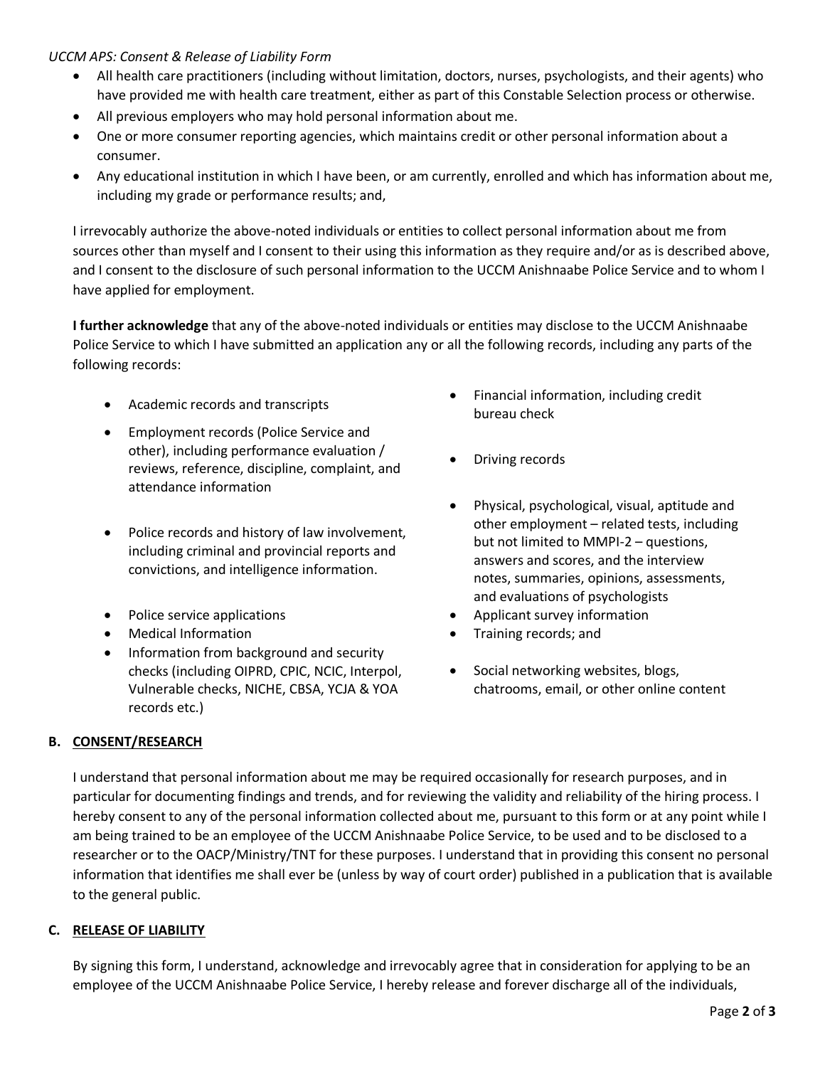- All health care practitioners (including without limitation, doctors, nurses, psychologists, and their agents) who have provided me with health care treatment, either as part of this Constable Selection process or otherwise.
- All previous employers who may hold personal information about me.
- One or more consumer reporting agencies, which maintains credit or other personal information about a consumer.
- Any educational institution in which I have been, or am currently, enrolled and which has information about me, including my grade or performance results; and,

I irrevocably authorize the above-noted individuals or entities to collect personal information about me from sources other than myself and I consent to their using this information as they require and/or as is described above, and I consent to the disclosure of such personal information to the UCCM Anishnaabe Police Service and to whom I have applied for employment.

**I further acknowledge** that any of the above-noted individuals or entities may disclose to the UCCM Anishnaabe Police Service to which I have submitted an application any or all the following records, including any parts of the following records:

- Academic records and transcripts
- Employment records (Police Service and other), including performance evaluation / reviews, reference, discipline, complaint, and attendance information
- Police records and history of law involvement, including criminal and provincial reports and convictions, and intelligence information.
- Police service applications
- Medical Information
- Information from background and security checks (including OIPRD, CPIC, NCIC, Interpol, Vulnerable checks, NICHE, CBSA, YCJA & YOA records etc.)
- Financial information, including credit bureau check
- Driving records
- Physical, psychological, visual, aptitude and other employment – related tests, including but not limited to MMPI-2 – questions, answers and scores, and the interview notes, summaries, opinions, assessments, and evaluations of psychologists
- Applicant survey information
- Training records; and
- Social networking websites, blogs, chatrooms, email, or other online content

## B. CONSENT/RESEARCH

I understand that personal information about me may be required occasionally for research purposes, and in particular for documenting findings and trends, and for reviewing the validity and reliability of the hiring process. I hereby consent to any of the personal information collected about me, pursuant to this form or at any point while I am being trained to be an employee of the UCCM Anishnaabe Police Service, to be used and to be disclosed to a researcher or to the OACP/Ministry/TNT for these purposes. I understand that in providing this consent no personal information that identifies me shall ever be (unless by way of court order) published in a publication that is available to the general public.

## C. RELEASE OF LIABILITY

By signing this form, I understand, acknowledge and irrevocably agree that in consideration for applying to be an employee of the UCCM Anishnaabe Police Service, I hereby release and forever discharge all of the individuals,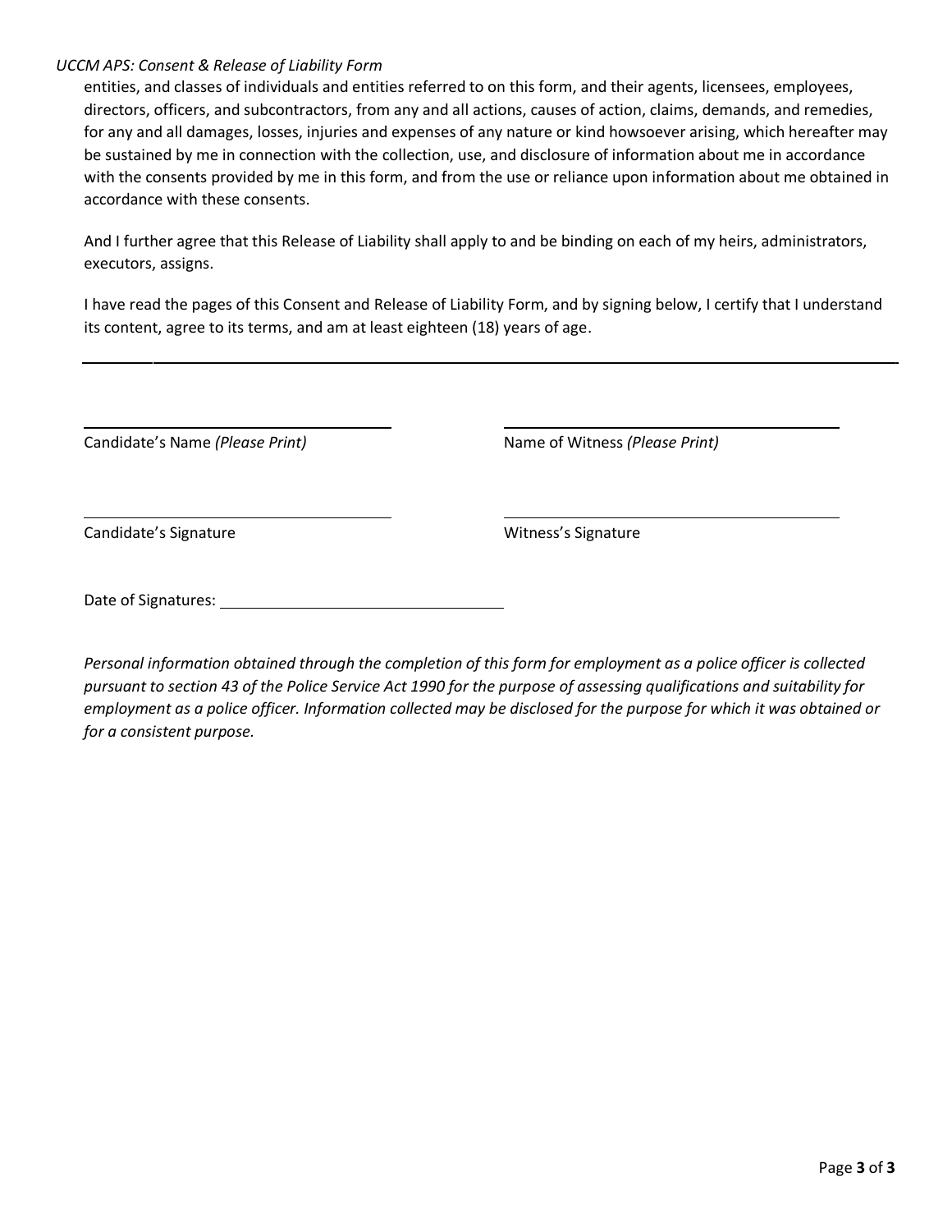entities, and classes of individuals and entities referred to on this form, and their agents, licensees, employees, directors, officers, and subcontractors, from any and all actions, causes of action, claims, demands, and remedies, for any and all damages, losses, injuries and expenses of any nature or kind howsoever arising, which hereafter may be sustained by me in connection with the collection, use, and disclosure of information about me in accordance with the consents provided by me in this form, and from the use or reliance upon information about me obtained in accordance with these consents.

And I further agree that this Release of Liability shall apply to and be binding on each of my heirs, administrators, executors, assigns.

I have read the pages of this Consent and Release of Liability Form, and by signing below, I certify that I understand its content, agree to its terms, and am at least eighteen (18) years of age.

---

Candidate's Name *(Please Print)*

Name of Witness *(Please Print)*

Candidate's Signature

Witness's Signature

Date of Signatures: ______________________

*Personal information obtained through the completion of this form for employment as a police officer is collected pursuant to section 43 of the Police Service Act 1990 for the purpose of assessing qualifications and suitability for employment as a police officer. Information collected may be disclosed for the purpose for which it was obtained or for a consistent purpose.*